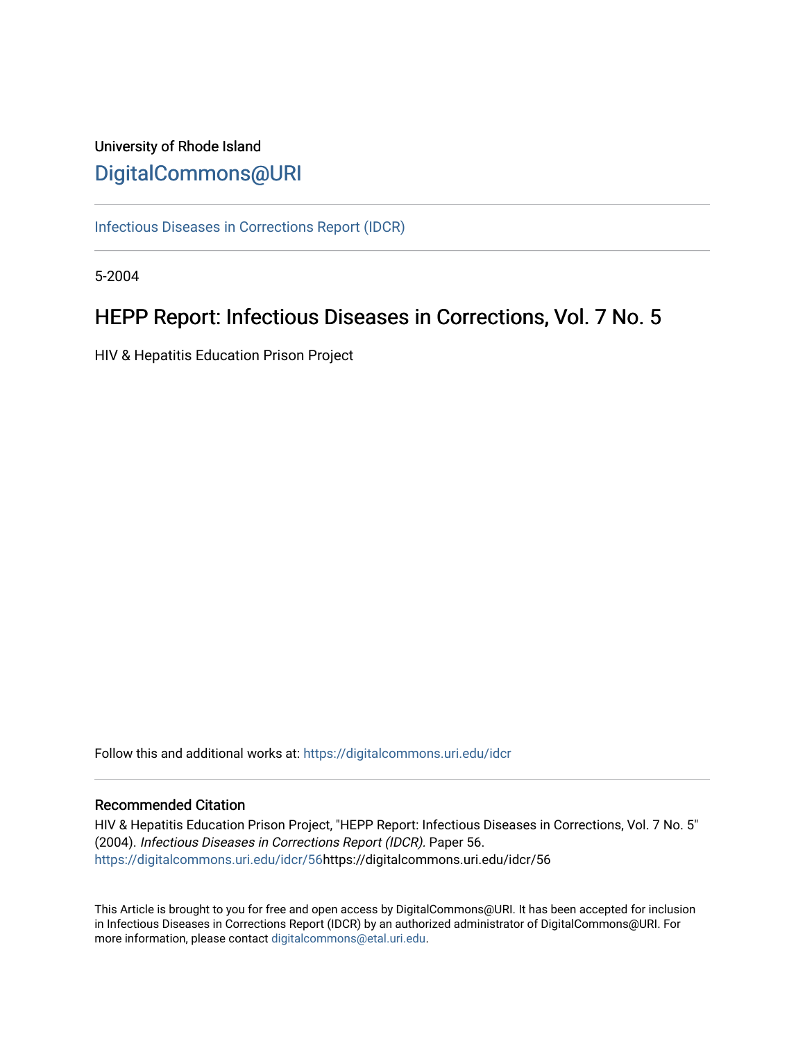University of Rhode Island

# DigitalCommons@URI

Infectious Diseases in Corrections Report (IDCR)

5-2004

## HEPP Report: Infectious Diseases in Corrections, Vol. 7 No. 5

HIV & Hepatitis Education Prison Project

Follow this and additional works at: https://digitalcommons.uri.edu/idcr

### Recommended Citation

HIV & Hepatitis Education Prison Project, "HEPP Report: Infectious Diseases in Corrections, Vol. 7 No. 5" (2004). *Infectious Diseases in Corrections Report (IDCR).* Paper 56.
https://digitalcommons.uri.edu/idcr/56https://digitalcommons.uri.edu/idcr/56

This Article is brought to you for free and open access by DigitalCommons@URI. It has been accepted for inclusion in Infectious Diseases in Corrections Report (IDCR) by an authorized administrator of DigitalCommons@URI. For more information, please contact digitalcommons@etal.uri.edu.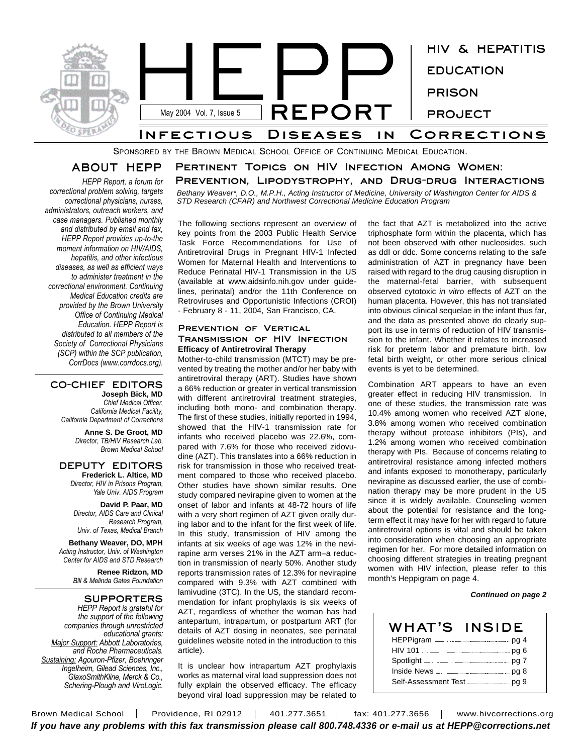# HEPP REPORT

May 2004 Vol. 7, Issue 5

HIV & HEPATITIS EDUCATION PRISON PROJECT

## Infectious Diseases in Corrections

Sponsored by the Brown Medical School Office of Continuing Medical Education.

## ABOUT HEPP

*HEPP Report, a forum for correctional problem solving, targets correctional physicians, nurses, administrators, outreach workers, and case managers. Published monthly and distributed by email and fax, HEPP Report provides up-to-the moment information on HIV/AIDS, hepatitis, and other infectious diseases, as well as efficient ways to administer treatment in the correctional environment. Continuing Medical Education credits are provided by the Brown University Office of Continuing Medical Education. HEPP Report is distributed to all members of the Society of Correctional Physicians (SCP) within the SCP publication, CorrDocs (www.corrdocs.org).*

### CO-CHIEF EDITORS

**Joseph Bick, MD**
*Chief Medical Officer, California Medical Facility, California Department of Corrections*

**Anne S. De Groot, MD**
*Director, TB/HIV Research Lab, Brown Medical School*

### DEPUTY EDITORS

**Frederick L. Altice, MD**
*Director, HIV in Prisons Program, Yale Univ. AIDS Program*

**David P. Paar, MD**
*Director, AIDS Care and Clinical Research Program, Univ. of Texas, Medical Branch*

**Bethany Weaver, DO, MPH**
*Acting Instructor, Univ. of Washington Center for AIDS and STD Research*

**Renee Ridzon, MD**
*Bill & Melinda Gates Foundation*

### SUPPORTERS

*HEPP Report is grateful for the support of the following companies through unrestricted educational grants:*
*Major Support: Abbott Laboratories, and Roche Pharmaceuticals.*
*Sustaining: Agouron-Pfizer, Boehringer Ingelheim, Gilead Sciences, Inc., GlaxoSmithKline, Merck & Co., Schering-Plough and ViroLogic.*

## Pertinent Topics on HIV Infection Among Women: Prevention, Lipodystrophy, and Drug-drug Interactions

*Bethany Weaver\*, D.O., M.P.H., Acting Instructor of Medicine, University of Washington Center for AIDS & STD Research (CFAR) and Northwest Correctional Medicine Education Program*

The following sections represent an overview of key points from the 2003 Public Health Service Task Force Recommendations for Use of Antiretroviral Drugs in Pregnant HIV-1 Infected Women for Maternal Health and Interventions to Reduce Perinatal HIV-1 Transmission in the US (available at www.aidsinfo.nih.gov under guidelines, perinatal) and/or the 11th Conference on Retroviruses and Opportunistic Infections (CROI) - February 8 - 11, 2004, San Francisco, CA.

### Prevention of Vertical Transmission of HIV Infection

**Efficacy of Antiretroviral Therapy**

Mother-to-child transmission (MTCT) may be prevented by treating the mother and/or her baby with antiretroviral therapy (ART). Studies have shown a 66% reduction or greater in vertical transmission with different antiretroviral treatment strategies, including both mono- and combination therapy. The first of these studies, initially reported in 1994, showed that the HIV-1 transmission rate for infants who received placebo was 22.6%, compared with 7.6% for those who received zidovudine (AZT). This translates into a 66% reduction in risk for transmission in those who received treatment compared to those who received placebo. Other studies have shown similar results. One study compared nevirapine given to women at the onset of labor and infants at 48-72 hours of life with a very short regimen of AZT given orally during labor and to the infant for the first week of life. In this study, transmission of HIV among the infants at six weeks of age was 12% in the nevirapine arm verses 21% in the AZT arm–a reduction in transmission of nearly 50%. Another study reports transmission rates of 12.3% for nevirapine compared with 9.3% with AZT combined with lamivudine (3TC). In the US, the standard recommendation for infant prophylaxis is six weeks of AZT, regardless of whether the woman has had antepartum, intrapartum, or postpartum ART (for details of AZT dosing in neonates, see perinatal guidelines website noted in the introduction to this article).

It is unclear how intrapartum AZT prophylaxis works as maternal viral load suppression does not fully explain the observed efficacy. The efficacy beyond viral load suppression may be related to the fact that AZT is metabolized into the active triphosphate form within the placenta, which has not been observed with other nucleosides, such as ddI or ddc. Some concerns relating to the safe administration of AZT in pregnancy have been raised with regard to the drug causing disruption in the maternal-fetal barrier, with subsequent observed cytotoxic *in vitro* effects of AZT on the human placenta. However, this has not translated into obvious clinical sequelae in the infant thus far, and the data as presented above do clearly support its use in terms of reduction of HIV transmission to the infant. Whether it relates to increased risk for preterm labor and premature birth, low fetal birth weight, or other more serious clinical events is yet to be determined.

Combination ART appears to have an even greater effect in reducing HIV transmission. In one of these studies, the transmission rate was 10.4% among women who received AZT alone, 3.8% among women who received combination therapy without protease inhibitors (PIs), and 1.2% among women who received combination therapy with PIs. Because of concerns relating to antiretroviral resistance among infected mothers and infants exposed to monotherapy, particularly nevirapine as discussed earlier, the use of combination therapy may be more prudent in the US since it is widely available. Counseling women about the potential for resistance and the long-term effect it may have for her with regard to future antiretroviral options is vital and should be taken into consideration when choosing an appropriate regimen for her. For more detailed information on choosing different strategies in treating pregnant women with HIV infection, please refer to this month's Heppigram on page 4.

***Continued on page 2***

## WHAT'S INSIDE

- HEPPigram ........ pg 4
- HIV 101 ........ pg 6
- Spotlight ........ pg 7
- Inside News ........ pg 8
- Self-Assessment Test ........ pg 9

Brown Medical School | Providence, RI 02912 | 401.277.3651 | fax: 401.277.3656 | www.hivcorrections.org

***If you have any problems with this fax transmission please call 800.748.4336 or e-mail us at HEPP@corrections.net***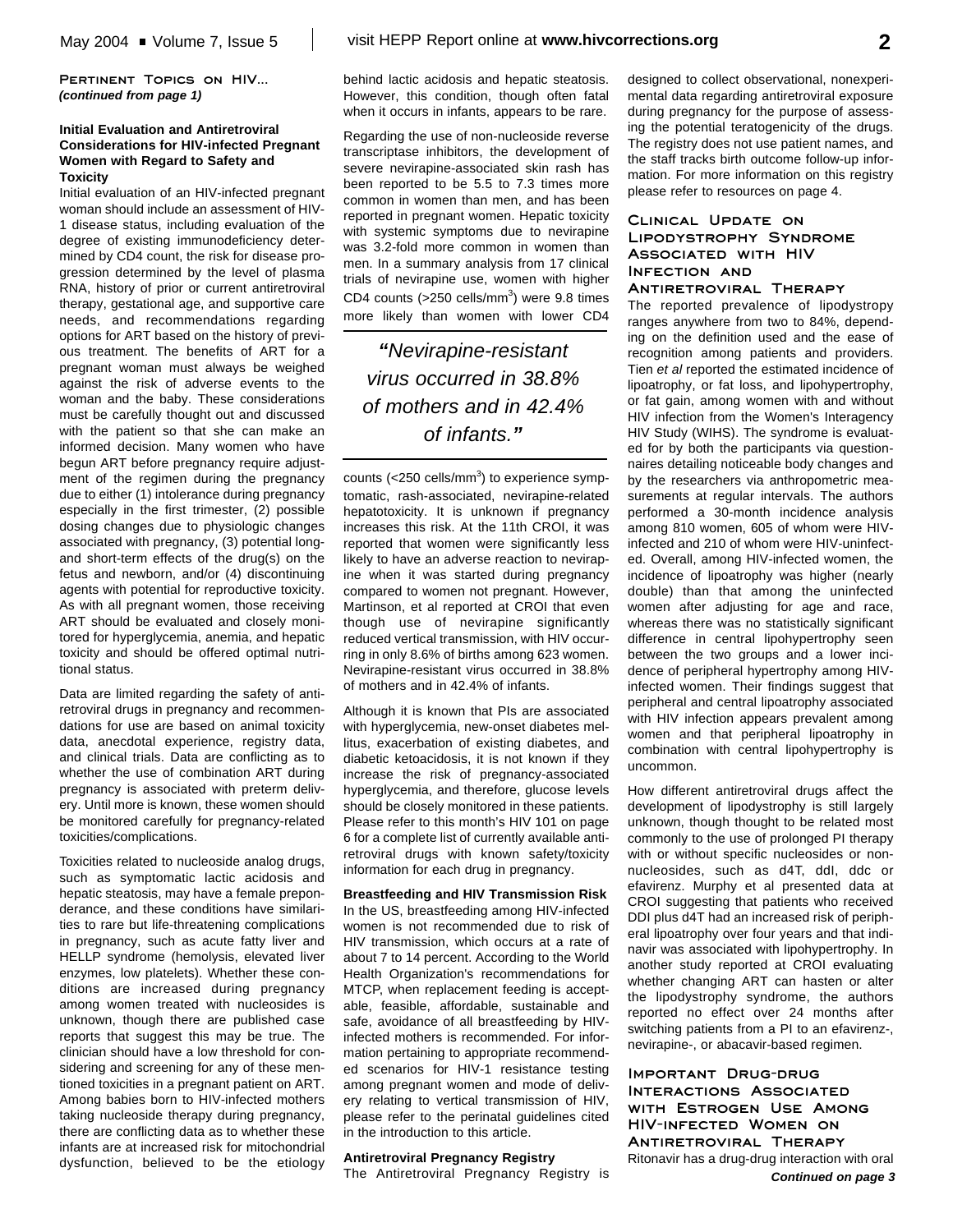**Pertinent Topics on HIV...**
***(continued from page 1)***

### Initial Evaluation and Antiretroviral Considerations for HIV-infected Pregnant Women with Regard to Safety and Toxicity

Initial evaluation of an HIV-infected pregnant woman should include an assessment of HIV-1 disease status, including evaluation of the degree of existing immunodeficiency determined by CD4 count, the risk for disease progression determined by the level of plasma RNA, history of prior or current antiretroviral therapy, gestational age, and supportive care needs, and recommendations regarding options for ART based on the history of previous treatment. The benefits of ART for a pregnant woman must always be weighed against the risk of adverse events to the woman and the baby. These considerations must be carefully thought out and discussed with the patient so that she can make an informed decision. Many women who have begun ART before pregnancy require adjustment of the regimen during the pregnancy due to either (1) intolerance during pregnancy especially in the first trimester, (2) possible dosing changes due to physiologic changes associated with pregnancy, (3) potential long- and short-term effects of the drug(s) on the fetus and newborn, and/or (4) discontinuing agents with potential for reproductive toxicity. As with all pregnant women, those receiving ART should be evaluated and closely monitored for hyperglycemia, anemia, and hepatic toxicity and should be offered optimal nutritional status.

Data are limited regarding the safety of antiretroviral drugs in pregnancy and recommendations for use are based on animal toxicity data, anecdotal experience, registry data, and clinical trials. Data are conflicting as to whether the use of combination ART during pregnancy is associated with preterm delivery. Until more is known, these women should be monitored carefully for pregnancy-related toxicities/complications.

Toxicities related to nucleoside analog drugs, such as symptomatic lactic acidosis and hepatic steatosis, may have a female preponderance, and these conditions have similarities to rare but life-threatening complications in pregnancy, such as acute fatty liver and HELLP syndrome (hemolysis, elevated liver enzymes, low platelets). Whether these conditions are increased during pregnancy among women treated with nucleosides is unknown, though there are published case reports that suggest this may be true. The clinician should have a low threshold for considering and screening for any of these mentioned toxicities in a pregnant patient on ART. Among babies born to HIV-infected mothers taking nucleoside therapy during pregnancy, there are conflicting data as to whether these infants are at increased risk for mitochondrial dysfunction, believed to be the etiology behind lactic acidosis and hepatic steatosis. However, this condition, though often fatal when it occurs in infants, appears to be rare.

Regarding the use of non-nucleoside reverse transcriptase inhibitors, the development of severe nevirapine-associated skin rash has been reported to be 5.5 to 7.3 times more common in women than men, and has been reported in pregnant women. Hepatic toxicity with systemic symptoms due to nevirapine was 3.2-fold more common in women than men. In a summary analysis from 17 clinical trials of nevirapine use, women with higher CD4 counts (>250 cells/mm$^3$) were 9.8 times more likely than women with lower CD4 counts (<250 cells/mm$^3$) to experience symptomatic, rash-associated, nevirapine-related hepatotoxicity. It is unknown if pregnancy increases this risk. At the 11th CROI, it was reported that women were significantly less likely to have an adverse reaction to nevirapine when it was started during pregnancy compared to women not pregnant. However, Martinson, et al reported at CROI that even though use of nevirapine significantly reduced vertical transmission, with HIV occurring in only 8.6% of births among 623 women. Nevirapine-resistant virus occurred in 38.8% of mothers and in 42.4% of infants.

> ***"Nevirapine-resistant virus occurred in 38.8% of mothers and in 42.4% of infants."***

Although it is known that PIs are associated with hyperglycemia, new-onset diabetes mellitus, exacerbation of existing diabetes, and diabetic ketoacidosis, it is not known if they increase the risk of pregnancy-associated hyperglycemia, and therefore, glucose levels should be closely monitored in these patients. Please refer to this month's HIV 101 on page 6 for a complete list of currently available antiretroviral drugs with known safety/toxicity information for each drug in pregnancy.

### Breastfeeding and HIV Transmission Risk

In the US, breastfeeding among HIV-infected women is not recommended due to risk of HIV transmission, which occurs at a rate of about 7 to 14 percent. According to the World Health Organization's recommendations for MTCP, when replacement feeding is acceptable, feasible, affordable, sustainable and safe, avoidance of all breastfeeding by HIV-infected mothers is recommended. For information pertaining to appropriate recommended scenarios for HIV-1 resistance testing among pregnant women and mode of delivery relating to vertical transmission of HIV, please refer to the perinatal guidelines cited in the introduction to this article.

### Antiretroviral Pregnancy Registry

The Antiretroviral Pregnancy Registry is designed to collect observational, nonexperimental data regarding antiretroviral exposure during pregnancy for the purpose of assessing the potential teratogenicity of the drugs. The registry does not use patient names, and the staff tracks birth outcome follow-up information. For more information on this registry please refer to resources on page 4.

## Clinical Update on Lipodystrophy Syndrome Associated with HIV Infection and Antiretroviral Therapy

The reported prevalence of lipodystropy ranges anywhere from two to 84%, depending on the definition used and the ease of recognition among patients and providers. Tien *et al* reported the estimated incidence of lipoatrophy, or fat loss, and lipohypertrophy, or fat gain, among women with and without HIV infection from the Women's Interagency HIV Study (WIHS). The syndrome is evaluated for by both the participants via questionnaires detailing noticeable body changes and by the researchers via anthropometric measurements at regular intervals. The authors performed a 30-month incidence analysis among 810 women, 605 of whom were HIV-infected and 210 of whom were HIV-uninfected. Overall, among HIV-infected women, the incidence of lipoatrophy was higher (nearly double) than that among the uninfected women after adjusting for age and race, whereas there was no statistically significant difference in central lipohypertrophy seen between the two groups and a lower incidence of peripheral hypertrophy among HIV-infected women. Their findings suggest that peripheral and central lipoatrophy associated with HIV infection appears prevalent among women and that peripheral lipoatrophy in combination with central lipohypertrophy is uncommon.

How different antiretroviral drugs affect the development of lipodystrophy is still largely unknown, though thought to be related most commonly to the use of prolonged PI therapy with or without specific nucleosides or non-nucleosides, such as d4T, ddI, ddc or efavirenz. Murphy et al presented data at CROI suggesting that patients who received DDI plus d4T had an increased risk of peripheral lipoatrophy over four years and that indinavir was associated with lipohypertrophy. In another study reported at CROI evaluating whether changing ART can hasten or alter the lipodystrophy syndrome, the authors reported no effect over 24 months after switching patients from a PI to an efavirenz-, nevirapine-, or abacavir-based regimen.

## Important Drug-drug Interactions Associated with Estrogen Use Among HIV-infected Women on Antiretroviral Therapy

Ritonavir has a drug-drug interaction with oral

***Continued on page 3***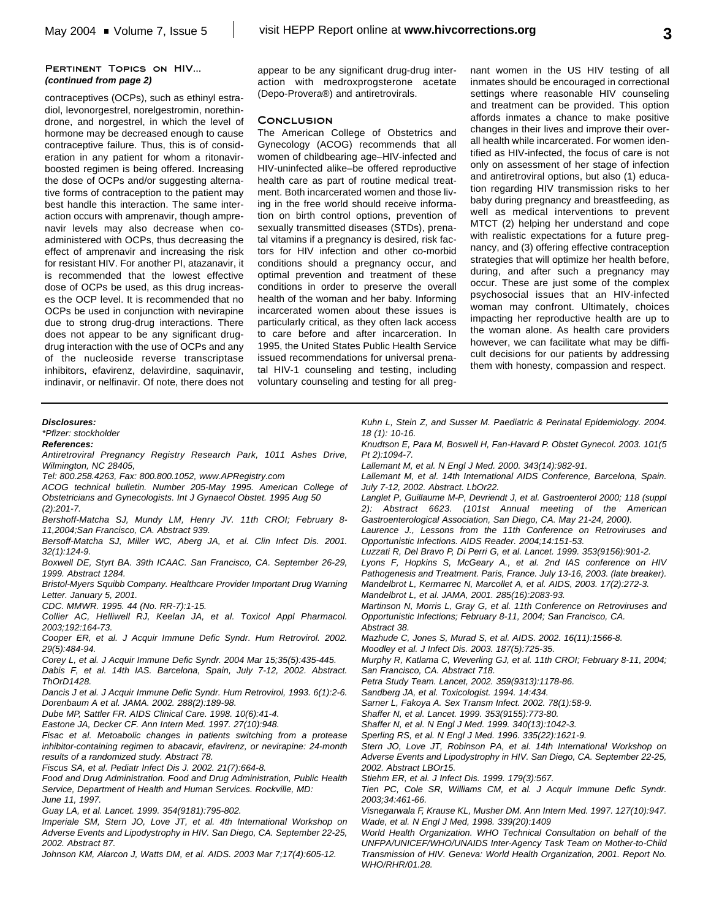### Pertinent Topics on HIV...
***(continued from page 2)***

contraceptives (OCPs), such as ethinyl estradiol, levonorgestrel, norelgestromin, norethindrone, and norgestrel, in which the level of hormone may be decreased enough to cause contraceptive failure. Thus, this is of consideration in any patient for whom a ritonavir-boosted regimen is being offered. Increasing the dose of OCPs and/or suggesting alternative forms of contraception to the patient may best handle this interaction. The same interaction occurs with amprenavir, though amprenavir levels may also decrease when co-administered with OCPs, thus decreasing the effect of amprenavir and increasing the risk for resistant HIV. For another PI, atazanavir, it is recommended that the lowest effective dose of OCPs be used, as this drug increases the OCP level. It is recommended that no OCPs be used in conjunction with nevirapine due to strong drug-drug interactions. There does not appear to be any significant drug-drug interaction with the use of OCPs and any of the nucleoside reverse transcriptase inhibitors, efavirenz, delavirdine, saquinavir, indinavir, or nelfinavir. Of note, there does not appear to be any significant drug-drug interaction with medroxprogsterone acetate (Depo-Provera®) and antiretrovirals.

### Conclusion

The American College of Obstetrics and Gynecology (ACOG) recommends that all women of childbearing age–HIV-infected and HIV-uninfected alike–be offered reproductive health care as part of routine medical treatment. Both incarcerated women and those living in the free world should receive information on birth control options, prevention of sexually transmitted diseases (STDs), prenatal vitamins if a pregnancy is desired, risk factors for HIV infection and other co-morbid conditions should a pregnancy occur, and optimal prevention and treatment of these conditions in order to preserve the overall health of the woman and her baby. Informing incarcerated women about these issues is particularly critical, as they often lack access to care before and after incarceration. In 1995, the United States Public Health Service issued recommendations for universal prenatal HIV-1 counseling and testing, including voluntary counseling and testing for all pregnant women in the US HIV testing of all inmates should be encouraged in correctional settings where reasonable HIV counseling and treatment can be provided. This option affords inmates a chance to make positive changes in their lives and improve their overall health while incarcerated. For women identified as HIV-infected, the focus of care is not only on assessment of her stage of infection and antiretroviral options, but also (1) education regarding HIV transmission risks to her baby during pregnancy and breastfeeding, as well as medical interventions to prevent MTCT (2) helping her understand and cope with realistic expectations for a future pregnancy, and (3) offering effective contraception strategies that will optimize her health before, during, and after such a pregnancy may occur. These are just some of the complex psychosocial issues that an HIV-infected woman may confront. Ultimately, choices impacting her reproductive health are up to the woman alone. As health care providers however, we can facilitate what may be difficult decisions for our patients by addressing them with honesty, compassion and respect.

***Disclosures:***

**Pfizer: stockholder*

***References:***

*Antiretroviral Pregnancy Registry Research Park, 1011 Ashes Drive, Wilmington, NC 28405,*
*Tel: 800.258.4263, Fax: 800.800.1052, www.APRegistry.com*

*ACOG technical bulletin. Number 205-May 1995. American College of Obstetricians and Gynecologists. Int J Gynaecol Obstet. 1995 Aug 50 (2):201-7.*

*Bershoff-Matcha SJ, Mundy LM, Henry JV. 11th CROI; February 8-11,2004;San Francisco, CA. Abstract 939.*

*Bersoff-Matcha SJ, Miller WC, Aberg JA, et al. Clin Infect Dis. 2001. 32(1):124-9.*

*Boxwell DE, Styrt BA. 39th ICAAC. San Francisco, CA. September 26-29, 1999. Abstract 1284.*

*Bristol-Myers Squibb Company. Healthcare Provider Important Drug Warning Letter. January 5, 2001.*

*CDC. MMWR. 1995. 44 (No. RR-7):1-15.*

*Collier AC, Helliwell RJ, Keelan JA, et al. Toxicol Appl Pharmacol. 2003;192:164-73.*

*Cooper ER, et al. J Acquir Immune Defic Syndr. Hum Retrovirol. 2002. 29(5):484-94.*

*Corey L, et al. J Acquir Immune Defic Syndr. 2004 Mar 15;35(5):435-445.*

*Dabis F, et al. 14th IAS. Barcelona, Spain, July 7-12, 2002. Abstract. ThOrD1428.*

*Dancis J et al. J Acquir Immune Defic Syndr. Hum Retrovirol, 1993. 6(1):2-6.*

*Dorenbaum A et al. JAMA. 2002. 288(2):189-98.*

*Dube MP, Sattler FR. AIDS Clinical Care. 1998. 10(6):41-4.*

*Eastone JA, Decker CF. Ann Intern Med. 1997. 27(10):948.*

*Fisac et al. Metoabolic changes in patients switching from a protease inhibitor-containing regimen to abacavir, efavirenz, or nevirapine: 24-month results of a randomized study. Abstract 78.*

*Fiscus SA, et al. Pediatr Infect Dis J. 2002. 21(7):664-8.*

*Food and Drug Administration. Food and Drug Administration, Public Health Service, Department of Health and Human Services. Rockville, MD: June 11, 1997.*

*Guay LA, et al. Lancet. 1999. 354(9181):795-802.*

*Imperiale SM, Stern JO, Love JT, et al. 4th International Workshop on Adverse Events and Lipodystrophy in HIV. San Diego, CA. September 22-25, 2002. Abstract 87.*

*Johnson KM, Alarcon J, Watts DM, et al. AIDS. 2003 Mar 7;17(4):605-12.*

*Kuhn L, Stein Z, and Susser M. Paediatric & Perinatal Epidemiology. 2004. 18 (1): 10-16.*

*Knudtson E, Para M, Boswell H, Fan-Havard P. Obstet Gynecol. 2003. 101(5 Pt 2):1094-7.*

*Lallemant M, et al. N Engl J Med. 2000. 343(14):982-91.*

*Lallemant M, et al. 14th International AIDS Conference, Barcelona, Spain. July 7-12, 2002. Abstract. LbOr22.*

*Langlet P, Guillaume M-P, Devriendt J, et al. Gastroenterol 2000; 118 (suppl 2): Abstract 6623. (101st Annual meeting of the American Gastroenterological Association, San Diego, CA. May 21-24, 2000).*

*Laurence J., Lessons from the 11th Conference on Retroviruses and Opportunistic Infections. AIDS Reader. 2004;14:151-53.*

*Luzzati R, Del Bravo P, Di Perri G, et al. Lancet. 1999. 353(9156):901-2.*

*Lyons F, Hopkins S, McGeary A., et al. 2nd IAS conference on HIV Pathogenesis and Treatment. Paris, France. July 13-16, 2003. (late breaker).*

*Mandelbrot L, Kermarrec N, Marcollet A, et al. AIDS, 2003. 17(2):272-3.*

*Mandelbrot L, et al. JAMA, 2001. 285(16):2083-93.*

*Martinson N, Morris L, Gray G, et al. 11th Conference on Retroviruses and Opportunistic Infections; February 8-11, 2004; San Francisco, CA. Abstract 38.*

*Mazhude C, Jones S, Murad S, et al. AIDS. 2002. 16(11):1566-8.*

*Moodley et al. J Infect Dis. 2003. 187(5):725-35.*

*Murphy R, Katlama C, Weverling GJ, et al. 11th CROI; February 8-11, 2004; San Francisco, CA. Abstract 718.*

*Petra Study Team. Lancet, 2002. 359(9313):1178-86.*

*Sandberg JA, et al. Toxicologist. 1994. 14:434.*

*Sarner L, Fakoya A. Sex Transm Infect. 2002. 78(1):58-9.*

*Shaffer N, et al. Lancet. 1999. 353(9155):773-80.*

*Shaffer N, et al. N Engl J Med. 1999. 340(13):1042-3.*

*Sperling RS, et al. N Engl J Med. 1996. 335(22):1621-9.*

*Stern JO, Love JT, Robinson PA, et al. 14th International Workshop on Adverse Events and Lipodystrophy in HIV. San Diego, CA. September 22-25, 2002. Abstract LBOr15.*

*Stiehm ER, et al. J Infect Dis. 1999. 179(3):567.*

*Tien PC, Cole SR, Williams CM, et al. J Acquir Immune Defic Syndr. 2003;34:461-66.*

*Visnegarwala F, Krause KL, Musher DM. Ann Intern Med. 1997. 127(10):947.*

*Wade, et al. N Engl J Med, 1998. 339(20):1409*

*World Health Organization. WHO Technical Consultation on behalf of the UNFPA/UNICEF/WHO/UNAIDS Inter-Agency Task Team on Mother-to-Child Transmission of HIV. Geneva: World Health Organization, 2001. Report No. WHO/RHR/01.28.*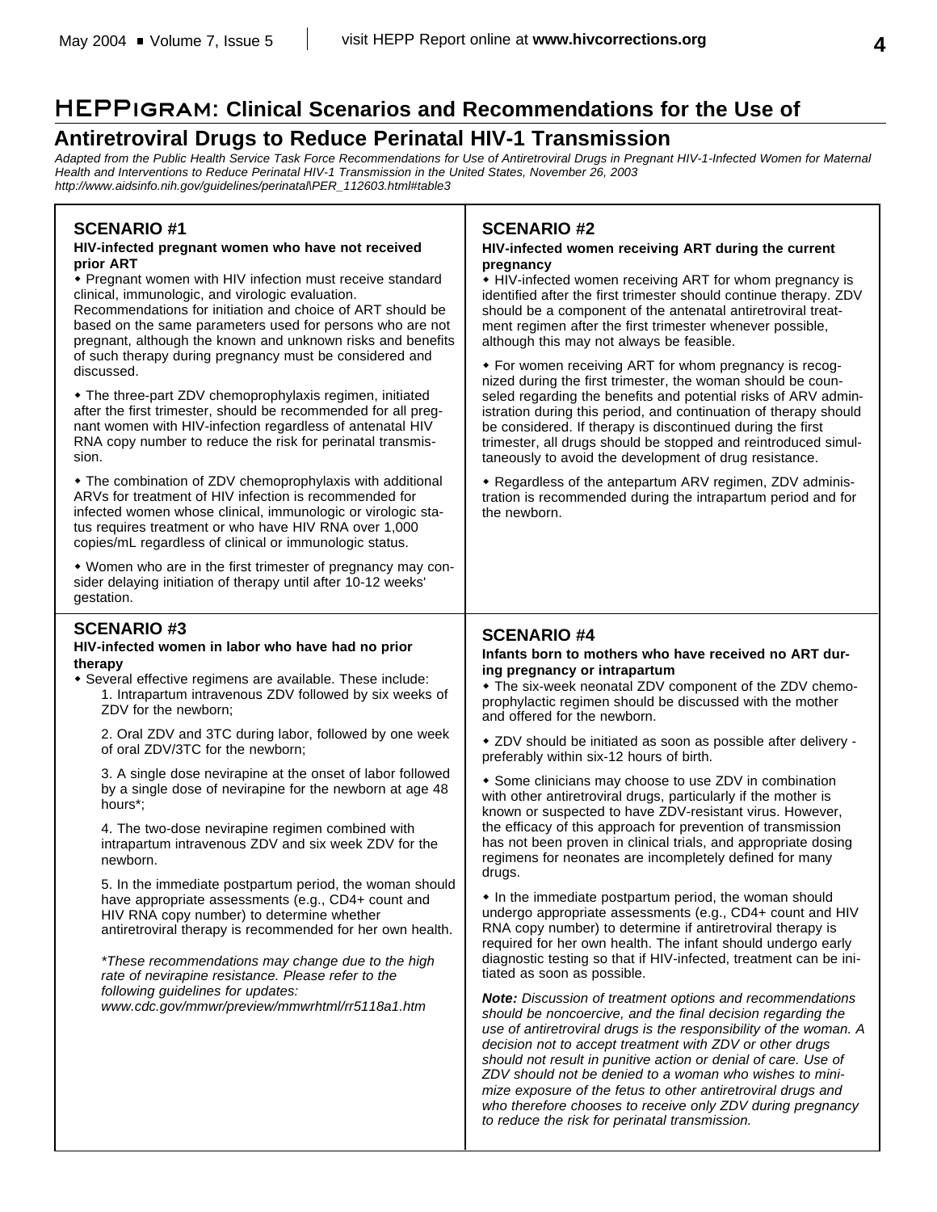# HEPPIGRAM: Clinical Scenarios and Recommendations for the Use of Antiretroviral Drugs to Reduce Perinatal HIV-1 Transmission

*Adapted from the Public Health Service Task Force Recommendations for Use of Antiretroviral Drugs in Pregnant HIV-1-Infected Women for Maternal Health and Interventions to Reduce Perinatal HIV-1 Transmission in the United States, November 26, 2003 http://www.aidsinfo.nih.gov/guidelines/perinatal\PER_112603.html#table3*

## SCENARIO #1

**HIV-infected pregnant women who have not received prior ART**

- Pregnant women with HIV infection must receive standard clinical, immunologic, and virologic evaluation. Recommendations for initiation and choice of ART should be based on the same parameters used for persons who are not pregnant, although the known and unknown risks and benefits of such therapy during pregnancy must be considered and discussed.
- The three-part ZDV chemoprophylaxis regimen, initiated after the first trimester, should be recommended for all pregnant women with HIV-infection regardless of antenatal HIV RNA copy number to reduce the risk for perinatal transmission.
- The combination of ZDV chemoprophylaxis with additional ARVs for treatment of HIV infection is recommended for infected women whose clinical, immunologic or virologic status requires treatment or who have HIV RNA over 1,000 copies/mL regardless of clinical or immunologic status.
- Women who are in the first trimester of pregnancy may consider delaying initiation of therapy until after 10-12 weeks' gestation.

## SCENARIO #2

**HIV-infected women receiving ART during the current pregnancy**

- HIV-infected women receiving ART for whom pregnancy is identified after the first trimester should continue therapy. ZDV should be a component of the antenatal antiretroviral treatment regimen after the first trimester whenever possible, although this may not always be feasible.
- For women receiving ART for whom pregnancy is recognized during the first trimester, the woman should be counseled regarding the benefits and potential risks of ARV administration during this period, and continuation of therapy should be considered. If therapy is discontinued during the first trimester, all drugs should be stopped and reintroduced simultaneously to avoid the development of drug resistance.
- Regardless of the antepartum ARV regimen, ZDV administration is recommended during the intrapartum period and for the newborn.

## SCENARIO #3

**HIV-infected women in labor who have had no prior therapy**

- Several effective regimens are available. These include:
  1. Intrapartum intravenous ZDV followed by six weeks of ZDV for the newborn;
  2. Oral ZDV and 3TC during labor, followed by one week of oral ZDV/3TC for the newborn;
  3. A single dose nevirapine at the onset of labor followed by a single dose of nevirapine for the newborn at age 48 hours*;
  4. The two-dose nevirapine regimen combined with intrapartum intravenous ZDV and six week ZDV for the newborn.
  5. In the immediate postpartum period, the woman should have appropriate assessments (e.g., CD4+ count and HIV RNA copy number) to determine whether antiretroviral therapy is recommended for her own health.

*\*These recommendations may change due to the high rate of nevirapine resistance. Please refer to the following guidelines for updates: www.cdc.gov/mmwr/preview/mmwrhtml/rr5118a1.htm*

## SCENARIO #4

**Infants born to mothers who have received no ART during pregnancy or intrapartum**

- The six-week neonatal ZDV component of the ZDV chemoprophylactic regimen should be discussed with the mother and offered for the newborn.
- ZDV should be initiated as soon as possible after delivery - preferably within six-12 hours of birth.
- Some clinicians may choose to use ZDV in combination with other antiretroviral drugs, particularly if the mother is known or suspected to have ZDV-resistant virus. However, the efficacy of this approach for prevention of transmission has not been proven in clinical trials, and appropriate dosing regimens for neonates are incompletely defined for many drugs.
- In the immediate postpartum period, the woman should undergo appropriate assessments (e.g., CD4+ count and HIV RNA copy number) to determine if antiretroviral therapy is required for her own health. The infant should undergo early diagnostic testing so that if HIV-infected, treatment can be initiated as soon as possible.

***Note:** Discussion of treatment options and recommendations should be noncoercive, and the final decision regarding the use of antiretroviral drugs is the responsibility of the woman. A decision not to accept treatment with ZDV or other drugs should not result in punitive action or denial of care. Use of ZDV should not be denied to a woman who wishes to minimize exposure of the fetus to other antiretroviral drugs and who therefore chooses to receive only ZDV during pregnancy to reduce the risk for perinatal transmission.*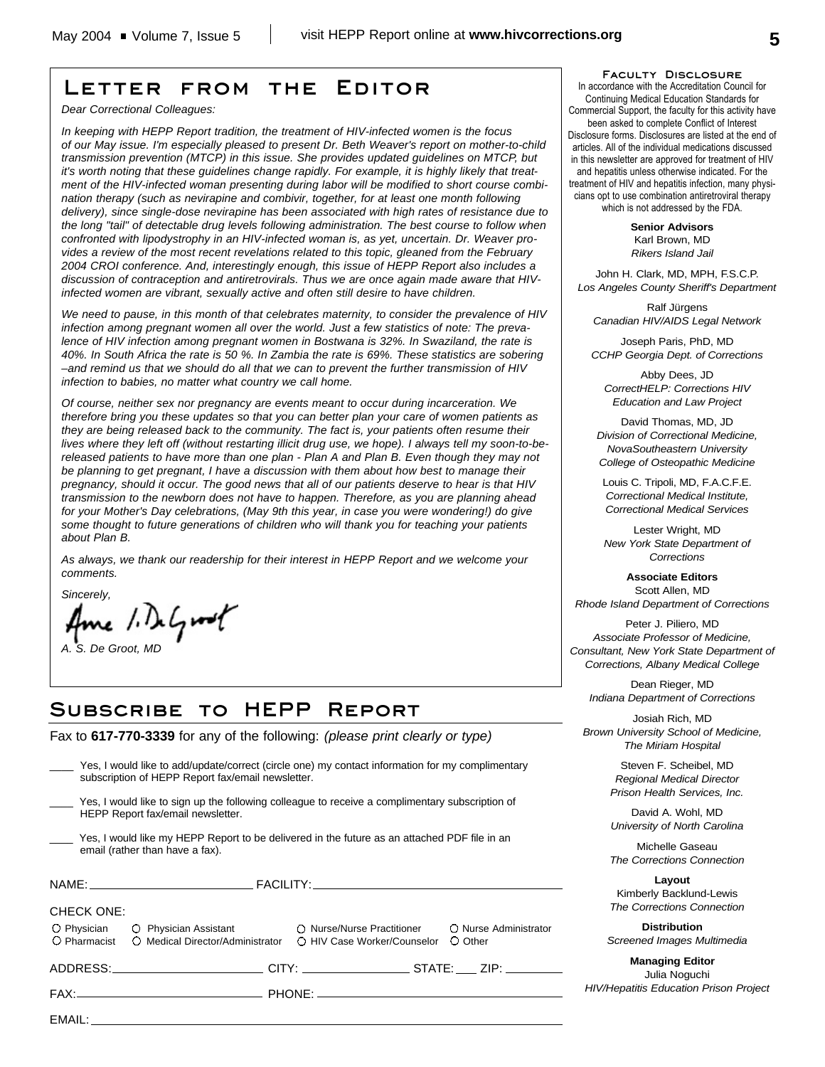# Letter from the Editor

*Dear Correctional Colleagues:*

*In keeping with HEPP Report tradition, the treatment of HIV-infected women is the focus of our May issue. I'm especially pleased to present Dr. Beth Weaver's report on mother-to-child transmission prevention (MTCP) in this issue. She provides updated guidelines on MTCP, but it's worth noting that these guidelines change rapidly. For example, it is highly likely that treatment of the HIV-infected woman presenting during labor will be modified to short course combination therapy (such as nevirapine and combivir, together, for at least one month following delivery), since single-dose nevirapine has been associated with high rates of resistance due to the long "tail" of detectable drug levels following administration. The best course to follow when confronted with lipodystrophy in an HIV-infected woman is, as yet, uncertain. Dr. Weaver provides a review of the most recent revelations related to this topic, gleaned from the February 2004 CROI conference. And, interestingly enough, this issue of HEPP Report also includes a discussion of contraception and antiretrovirals. Thus we are once again made aware that HIV-infected women are vibrant, sexually active and often still desire to have children.*

*We need to pause, in this month of that celebrates maternity, to consider the prevalence of HIV infection among pregnant women all over the world. Just a few statistics of note: The prevalence of HIV infection among pregnant women in Bostwana is 32%. In Swaziland, the rate is 40%. In South Africa the rate is 50 %. In Zambia the rate is 69%. These statistics are sobering –and remind us that we should do all that we can to prevent the further transmission of HIV infection to babies, no matter what country we call home.*

*Of course, neither sex nor pregnancy are events meant to occur during incarceration. We therefore bring you these updates so that you can better plan your care of women patients as they are being released back to the community. The fact is, your patients often resume their lives where they left off (without restarting illicit drug use, we hope). I always tell my soon-to-be-released patients to have more than one plan - Plan A and Plan B. Even though they may not be planning to get pregnant, I have a discussion with them about how best to manage their pregnancy, should it occur. The good news that all of our patients deserve to hear is that HIV transmission to the newborn does not have to happen. Therefore, as you are planning ahead for your Mother's Day celebrations, (May 9th this year, in case you were wondering!) do give some thought to future generations of children who will thank you for teaching your patients about Plan B.*

*As always, we thank our readership for their interest in HEPP Report and we welcome your comments.*

*Sincerely,*

*A. S. De Groot, MD*

# Subscribe to HEPP Report

Fax to **617-770-3339** for any of the following: *(please print clearly or type)*

____ Yes, I would like to add/update/correct (circle one) my contact information for my complimentary subscription of HEPP Report fax/email newsletter.

____ Yes, I would like to sign up the following colleague to receive a complimentary subscription of HEPP Report fax/email newsletter.

____ Yes, I would like my HEPP Report to be delivered in the future as an attached PDF file in an email (rather than have a fax).

NAME: ______________________ FACILITY: ______________________

CHECK ONE:

- ○ Physician
- ○ Physician Assistant
- ○ Nurse/Nurse Practitioner
- ○ Nurse Administrator
- ○ Pharmacist
- ○ Medical Director/Administrator
- ○ HIV Case Worker/Counselor
- ○ Other

ADDRESS: ______________________ CITY: ______________ STATE: ___ ZIP: ________

FAX: ______________________ PHONE: ______________________

EMAIL: ______________________

#### Faculty Disclosure

In accordance with the Accreditation Council for Continuing Medical Education Standards for Commercial Support, the faculty for this activity have been asked to complete Conflict of Interest Disclosure forms. Disclosures are listed at the end of articles. All of the individual medications discussed in this newsletter are approved for treatment of HIV and hepatitis unless otherwise indicated. For the treatment of HIV and hepatitis infection, many physicians opt to use combination antiretroviral therapy which is not addressed by the FDA.

**Senior Advisors**

Karl Brown, MD
*Rikers Island Jail*

John H. Clark, MD, MPH, F.S.C.P.
*Los Angeles County Sheriff's Department*

Ralf Jürgens
*Canadian HIV/AIDS Legal Network*

Joseph Paris, PhD, MD
*CCHP Georgia Dept. of Corrections*

Abby Dees, JD
*CorrectHELP: Corrections HIV Education and Law Project*

David Thomas, MD, JD
*Division of Correctional Medicine, NovaSoutheastern University College of Osteopathic Medicine*

Louis C. Tripoli, MD, F.A.C.F.E.
*Correctional Medical Institute, Correctional Medical Services*

Lester Wright, MD
*New York State Department of Corrections*

**Associate Editors**

Scott Allen, MD
*Rhode Island Department of Corrections*

Peter J. Piliero, MD
*Associate Professor of Medicine, Consultant, New York State Department of Corrections, Albany Medical College*

Dean Rieger, MD
*Indiana Department of Corrections*

Josiah Rich, MD
*Brown University School of Medicine, The Miriam Hospital*

Steven F. Scheibel, MD
*Regional Medical Director Prison Health Services, Inc.*

David A. Wohl, MD
*University of North Carolina*

Michelle Gaseau
*The Corrections Connection*

**Layout**

Kimberly Backlund-Lewis
*The Corrections Connection*

**Distribution**

*Screened Images Multimedia*

**Managing Editor**

Julia Noguchi
*HIV/Hepatitis Education Prison Project*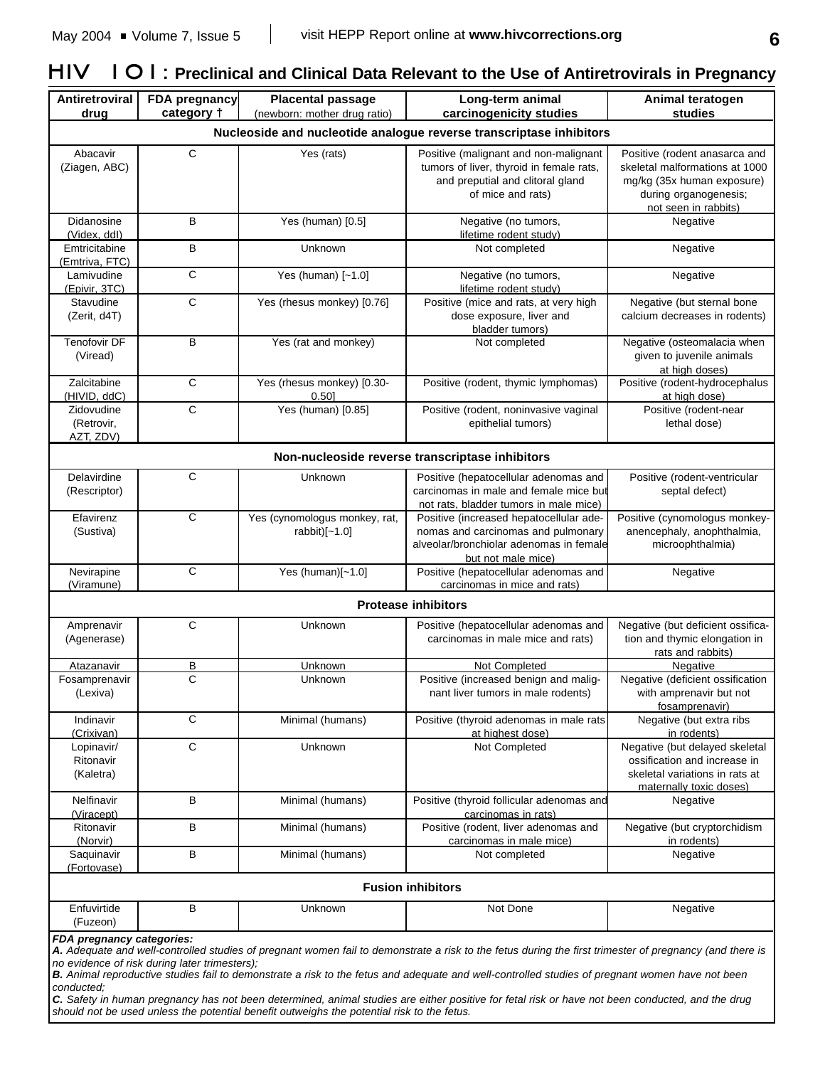## HIV 101: Preclinical and Clinical Data Relevant to the Use of Antiretrovirals in Pregnancy

| Antiretroviral drug | FDA pregnancy category † | Placental passage (newborn: mother drug ratio) | Long-term animal carcinogenicity studies | Animal teratogen studies |
|---|---|---|---|---|
| **Nucleoside and nucleotide analogue reverse transcriptase inhibitors** | | | | |
| Abacavir (Ziagen, ABC) | C | Yes (rats) | Positive (malignant and non-malignant tumors of liver, thyroid in female rats, and preputial and clitoral gland of mice and rats) | Positive (rodent anasarca and skeletal malformations at 1000 mg/kg (35x human exposure) during organogenesis; not seen in rabbits) |
| Didanosine (Videx, ddI) | B | Yes (human) [0.5] | Negative (no tumors, lifetime rodent study) | Negative |
| Emtricitabine (Emtriva, FTC) | B | Unknown | Not completed | Negative |
| Lamivudine (Epivir, 3TC) | C | Yes (human) [~1.0] | Negative (no tumors, lifetime rodent study) | Negative |
| Stavudine (Zerit, d4T) | C | Yes (rhesus monkey) [0.76] | Positive (mice and rats, at very high dose exposure, liver and bladder tumors) | Negative (but sternal bone calcium decreases in rodents) |
| Tenofovir DF (Viread) | B | Yes (rat and monkey) | Not completed | Negative (osteomalacia when given to juvenile animals at high doses) |
| Zalcitabine (HIVID, ddC) | C | Yes (rhesus monkey) [0.30-0.50] | Positive (rodent, thymic lymphomas) | Positive (rodent-hydrocephalus at high dose) |
| Zidovudine (Retrovir, AZT, ZDV) | C | Yes (human) [0.85] | Positive (rodent, noninvasive vaginal epithelial tumors) | Positive (rodent-near lethal dose) |
| **Non-nucleoside reverse transcriptase inhibitors** | | | | |
| Delavirdine (Rescriptor) | C | Unknown | Positive (hepatocellular adenomas and carcinomas in male and female mice but not rats, bladder tumors in male mice) | Positive (rodent-ventricular septal defect) |
| Efavirenz (Sustiva) | C | Yes (cynomologus monkey, rat, rabbit)[~1.0] | Positive (increased hepatocellular adenomas and carcinomas and pulmonary alveolar/bronchiolar adenomas in female but not male mice) | Positive (cynomologus monkey-anencephaly, anophthalmia, microophthalmia) |
| Nevirapine (Viramune) | C | Yes (human)[~1.0] | Positive (hepatocellular adenomas and carcinomas in mice and rats) | Negative |
| **Protease inhibitors** | | | | |
| Amprenavir (Agenerase) | C | Unknown | Positive (hepatocellular adenomas and carcinomas in male mice and rats) | Negative (but deficient ossification and thymic elongation in rats and rabbits) |
| Atazanavir | B | Unknown | Not Completed | Negative |
| Fosamprenavir (Lexiva) | C | Unknown | Positive (increased benign and malignant liver tumors in male rodents) | Negative (deficient ossification with amprenavir but not fosamprenavir) |
| Indinavir (Crixivan) | C | Minimal (humans) | Positive (thyroid adenomas in male rats at highest dose) | Negative (but extra ribs in rodents) |
| Lopinavir/ Ritonavir (Kaletra) | C | Unknown | Not Completed | Negative (but delayed skeletal ossification and increase in skeletal variations in rats at maternally toxic doses) |
| Nelfinavir (Viracept) | B | Minimal (humans) | Positive (thyroid follicular adenomas and carcinomas in rats) | Negative |
| Ritonavir (Norvir) | B | Minimal (humans) | Positive (rodent, liver adenomas and carcinomas in male mice) | Negative (but cryptorchidism in rodents) |
| Saquinavir (Fortovase) | B | Minimal (humans) | Not completed | Negative |
| **Fusion inhibitors** | | | | |
| Enfuvirtide (Fuzeon) | B | Unknown | Not Done | Negative |

***FDA pregnancy categories:***

***A.** Adequate and well-controlled studies of pregnant women fail to demonstrate a risk to the fetus during the first trimester of pregnancy (and there is no evidence of risk during later trimesters);*

***B.** Animal reproductive studies fail to demonstrate a risk to the fetus and adequate and well-controlled studies of pregnant women have not been conducted;*

***C.** Safety in human pregnancy has not been determined, animal studies are either positive for fetal risk or have not been conducted, and the drug should not be used unless the potential benefit outweighs the potential risk to the fetus.*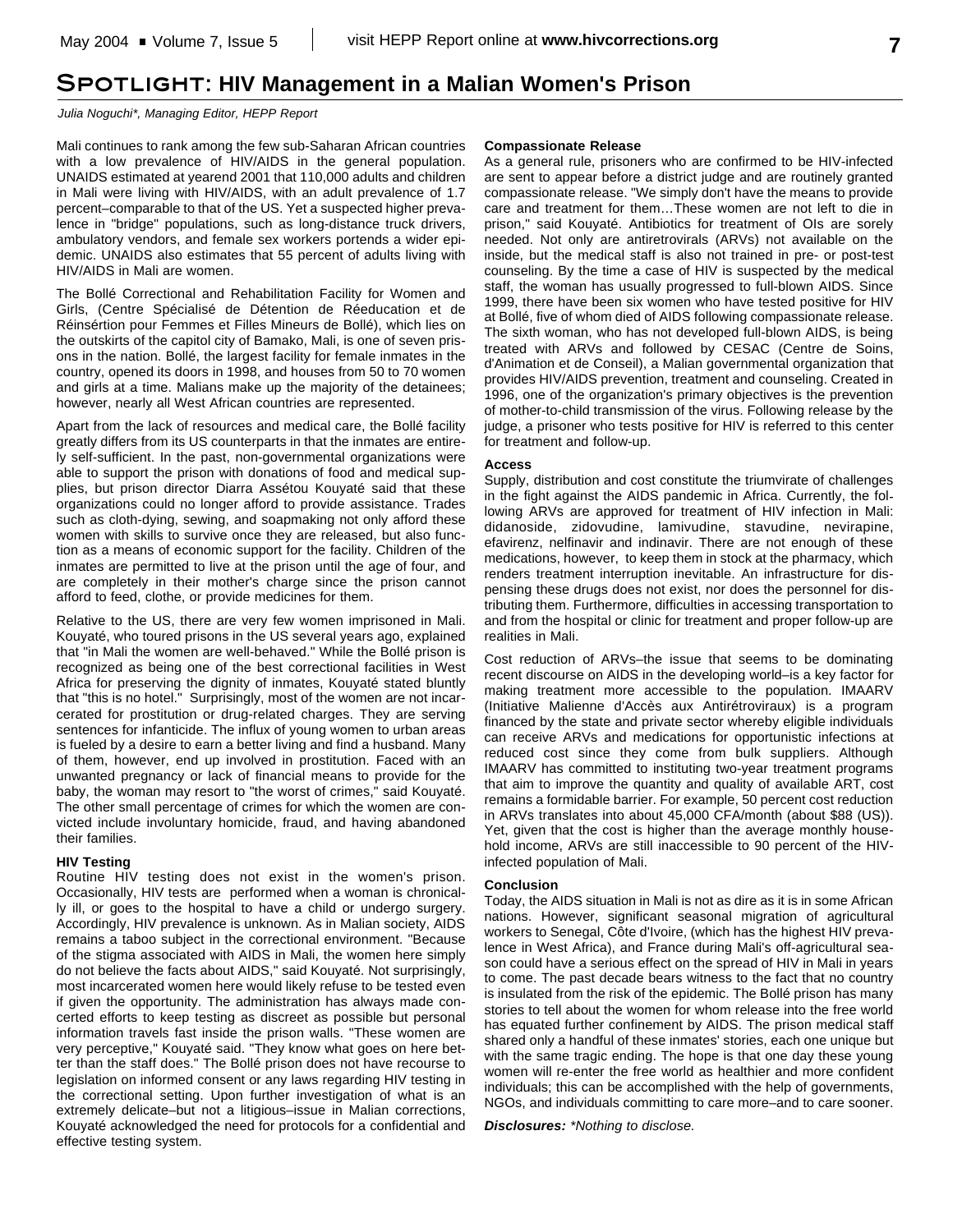# Spotlight: HIV Management in a Malian Women's Prison

*Julia Noguchi\*, Managing Editor, HEPP Report*

Mali continues to rank among the few sub-Saharan African countries with a low prevalence of HIV/AIDS in the general population. UNAIDS estimated at yearend 2001 that 110,000 adults and children in Mali were living with HIV/AIDS, with an adult prevalence of 1.7 percent–comparable to that of the US. Yet a suspected higher prevalence in "bridge" populations, such as long-distance truck drivers, ambulatory vendors, and female sex workers portends a wider epidemic. UNAIDS also estimates that 55 percent of adults living with HIV/AIDS in Mali are women.

The Bollé Correctional and Rehabilitation Facility for Women and Girls, (Centre Spécialisé de Détention de Réeducation et de Réinsértion pour Femmes et Filles Mineurs de Bollé), which lies on the outskirts of the capitol city of Bamako, Mali, is one of seven prisons in the nation. Bollé, the largest facility for female inmates in the country, opened its doors in 1998, and houses from 50 to 70 women and girls at a time. Malians make up the majority of the detainees; however, nearly all West African countries are represented.

Apart from the lack of resources and medical care, the Bollé facility greatly differs from its US counterparts in that the inmates are entirely self-sufficient. In the past, non-governmental organizations were able to support the prison with donations of food and medical supplies, but prison director Diarra Assétou Kouyaté said that these organizations could no longer afford to provide assistance. Trades such as cloth-dying, sewing, and soapmaking not only afford these women with skills to survive once they are released, but also function as a means of economic support for the facility. Children of the inmates are permitted to live at the prison until the age of four, and are completely in their mother's charge since the prison cannot afford to feed, clothe, or provide medicines for them.

Relative to the US, there are very few women imprisoned in Mali. Kouyaté, who toured prisons in the US several years ago, explained that "in Mali the women are well-behaved." While the Bollé prison is recognized as being one of the best correctional facilities in West Africa for preserving the dignity of inmates, Kouyaté stated bluntly that "this is no hotel." Surprisingly, most of the women are not incarcerated for prostitution or drug-related charges. They are serving sentences for infanticide. The influx of young women to urban areas is fueled by a desire to earn a better living and find a husband. Many of them, however, end up involved in prostitution. Faced with an unwanted pregnancy or lack of financial means to provide for the baby, the woman may resort to "the worst of crimes," said Kouyaté. The other small percentage of crimes for which the women are convicted include involuntary homicide, fraud, and having abandoned their families.

**HIV Testing**

Routine HIV testing does not exist in the women's prison. Occasionally, HIV tests are performed when a woman is chronically ill, or goes to the hospital to have a child or undergo surgery. Accordingly, HIV prevalence is unknown. As in Malian society, AIDS remains a taboo subject in the correctional environment. "Because of the stigma associated with AIDS in Mali, the women here simply do not believe the facts about AIDS," said Kouyaté. Not surprisingly, most incarcerated women here would likely refuse to be tested even if given the opportunity. The administration has always made concerted efforts to keep testing as discreet as possible but personal information travels fast inside the prison walls. "These women are very perceptive," Kouyaté said. "They know what goes on here better than the staff does." The Bollé prison does not have recourse to legislation on informed consent or any laws regarding HIV testing in the correctional setting. Upon further investigation of what is an extremely delicate–but not a litigious–issue in Malian corrections, Kouyaté acknowledged the need for protocols for a confidential and effective testing system.

**Compassionate Release**

As a general rule, prisoners who are confirmed to be HIV-infected are sent to appear before a district judge and are routinely granted compassionate release. "We simply don't have the means to provide care and treatment for them…These women are not left to die in prison," said Kouyaté. Antibiotics for treatment of OIs are sorely needed. Not only are antiretrovirals (ARVs) not available on the inside, but the medical staff is also not trained in pre- or post-test counseling. By the time a case of HIV is suspected by the medical staff, the woman has usually progressed to full-blown AIDS. Since 1999, there have been six women who have tested positive for HIV at Bollé, five of whom died of AIDS following compassionate release. The sixth woman, who has not developed full-blown AIDS, is being treated with ARVs and followed by CESAC (Centre de Soins, d'Animation et de Conseil), a Malian governmental organization that provides HIV/AIDS prevention, treatment and counseling. Created in 1996, one of the organization's primary objectives is the prevention of mother-to-child transmission of the virus. Following release by the judge, a prisoner who tests positive for HIV is referred to this center for treatment and follow-up.

**Access**

Supply, distribution and cost constitute the triumvirate of challenges in the fight against the AIDS pandemic in Africa. Currently, the following ARVs are approved for treatment of HIV infection in Mali: didanoside, zidovudine, lamivudine, stavudine, nevirapine, efavirenz, nelfinavir and indinavir. There are not enough of these medications, however, to keep them in stock at the pharmacy, which renders treatment interruption inevitable. An infrastructure for dispensing these drugs does not exist, nor does the personnel for distributing them. Furthermore, difficulties in accessing transportation to and from the hospital or clinic for treatment and proper follow-up are realities in Mali.

Cost reduction of ARVs–the issue that seems to be dominating recent discourse on AIDS in the developing world–is a key factor for making treatment more accessible to the population. IMAARV (Initiative Malienne d'Accès aux Antirétroviraux) is a program financed by the state and private sector whereby eligible individuals can receive ARVs and medications for opportunistic infections at reduced cost since they come from bulk suppliers. Although IMAARV has committed to instituting two-year treatment programs that aim to improve the quantity and quality of available ART, cost remains a formidable barrier. For example, 50 percent cost reduction in ARVs translates into about 45,000 CFA/month (about $88 (US)). Yet, given that the cost is higher than the average monthly household income, ARVs are still inaccessible to 90 percent of the HIV-infected population of Mali.

**Conclusion**

Today, the AIDS situation in Mali is not as dire as it is in some African nations. However, significant seasonal migration of agricultural workers to Senegal, Côte d'Ivoire, (which has the highest HIV prevalence in West Africa), and France during Mali's off-agricultural season could have a serious effect on the spread of HIV in Mali in years to come. The past decade bears witness to the fact that no country is insulated from the risk of the epidemic. The Bollé prison has many stories to tell about the women for whom release into the free world has equated further confinement by AIDS. The prison medical staff shared only a handful of these inmates' stories, each one unique but with the same tragic ending. The hope is that one day these young women will re-enter the free world as healthier and more confident individuals; this can be accomplished with the help of governments, NGOs, and individuals committing to care more–and to care sooner.

***Disclosures:*** *\*Nothing to disclose.*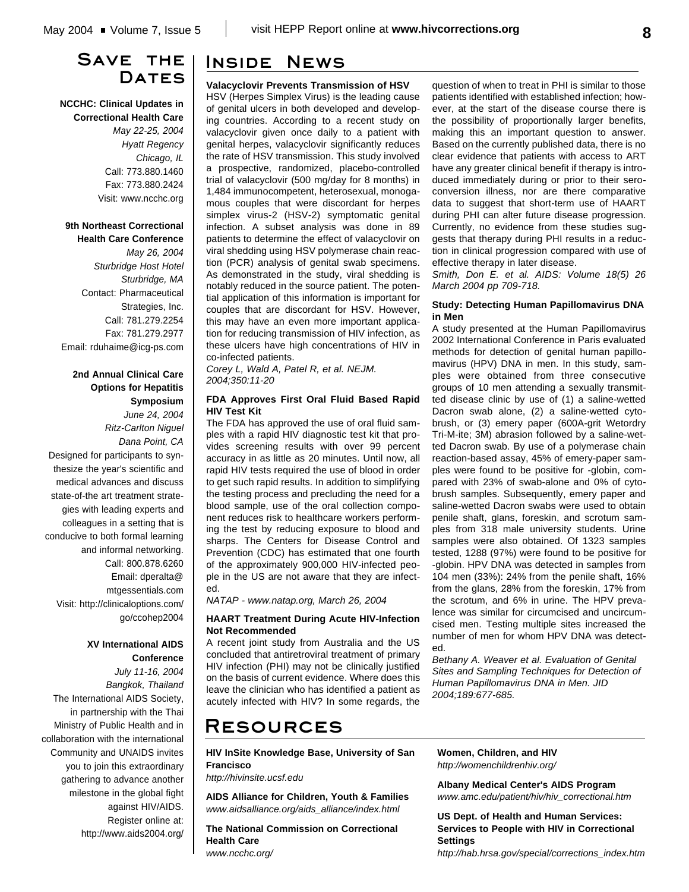# Save the Dates

**NCCHC: Clinical Updates in Correctional Health Care**
*May 22-25, 2004*
*Hyatt Regency*
*Chicago, IL*
Call: 773.880.1460
Fax: 773.880.2424
Visit: www.ncchc.org

**9th Northeast Correctional Health Care Conference**
*May 26, 2004*
*Sturbridge Host Hotel*
*Sturbridge, MA*
Contact: Pharmaceutical Strategies, Inc.
Call: 781.279.2254
Fax: 781.279.2977
Email: rduhaime@icg-ps.com

**2nd Annual Clinical Care Options for Hepatitis Symposium**
*June 24, 2004*
*Ritz-Carlton Niguel*
*Dana Point, CA*
Designed for participants to synthesize the year's scientific and medical advances and discuss state-of-the art treatment strategies with leading experts and colleagues in a setting that is conducive to both formal learning and informal networking.
Call: 800.878.6260
Email: dperalta@mtgessentials.com
Visit: http://clinicaloptions.com/go/ccohep2004

**XV International AIDS Conference**
*July 11-16, 2004*
*Bangkok, Thailand*
The International AIDS Society, in partnership with the Thai Ministry of Public Health and in collaboration with the international Community and UNAIDS invites you to join this extraordinary gathering to advance another milestone in the global fight against HIV/AIDS.
Register online at: http://www.aids2004.org/

# Inside News

**Valacyclovir Prevents Transmission of HSV**

HSV (Herpes Simplex Virus) is the leading cause of genital ulcers in both developed and developing countries. According to a recent study on valacyclovir given once daily to a patient with genital herpes, valacyclovir significantly reduces the rate of HSV transmission. This study involved a prospective, randomized, placebo-controlled trial of valacyclovir (500 mg/day for 8 months) in 1,484 immunocompetent, heterosexual, monogamous couples that were discordant for herpes simplex virus-2 (HSV-2) symptomatic genital infection. A subset analysis was done in 89 patients to determine the effect of valacyclovir on viral shedding using HSV polymerase chain reaction (PCR) analysis of genital swab specimens. As demonstrated in the study, viral shedding is notably reduced in the source patient. The potential application of this information is important for couples that are discordant for HSV. However, this may have an even more important application for reducing transmission of HIV infection, as these ulcers have high concentrations of HIV in co-infected patients.

*Corey L, Wald A, Patel R, et al. NEJM. 2004;350:11-20*

**FDA Approves First Oral Fluid Based Rapid HIV Test Kit**

The FDA has approved the use of oral fluid samples with a rapid HIV diagnostic test kit that provides screening results with over 99 percent accuracy in as little as 20 minutes. Until now, all rapid HIV tests required the use of blood in order to get such rapid results. In addition to simplifying the testing process and precluding the need for a blood sample, use of the oral collection component reduces risk to healthcare workers performing the test by reducing exposure to blood and sharps. The Centers for Disease Control and Prevention (CDC) has estimated that one fourth of the approximately 900,000 HIV-infected people in the US are not aware that they are infected.

*NATAP - www.natap.org, March 26, 2004*

**HAART Treatment During Acute HIV-Infection Not Recommended**

A recent joint study from Australia and the US concluded that antiretroviral treatment of primary HIV infection (PHI) may not be clinically justified on the basis of current evidence. Where does this leave the clinician who has identified a patient as acutely infected with HIV? In some regards, the question of when to treat in PHI is similar to those patients identified with established infection; however, at the start of the disease course there is the possibility of proportionally larger benefits, making this an important question to answer. Based on the currently published data, there is no clear evidence that patients with access to ART have any greater clinical benefit if therapy is introduced immediately during or prior to their seroconversion illness, nor are there comparative data to suggest that short-term use of HAART during PHI can alter future disease progression. Currently, no evidence from these studies suggests that therapy during PHI results in a reduction in clinical progression compared with use of effective therapy in later disease.

*Smith, Don E. et al. AIDS: Volume 18(5) 26 March 2004 pp 709-718.*

**Study: Detecting Human Papillomavirus DNA in Men**

A study presented at the Human Papillomavirus 2002 International Conference in Paris evaluated methods for detection of genital human papillomavirus (HPV) DNA in men. In this study, samples were obtained from three consecutive groups of 10 men attending a sexually transmitted disease clinic by use of (1) a saline-wetted Dacron swab alone, (2) a saline-wetted cytobrush, or (3) emery paper (600A-grit Wetordry Tri-M-ite; 3M) abrasion followed by a saline-wetted Dacron swab. By use of a polymerase chain reaction-based assay, 45% of emery-paper samples were found to be positive for -globin, compared with 23% of swab-alone and 0% of cytobrush samples. Subsequently, emery paper and saline-wetted Dacron swabs were used to obtain penile shaft, glans, foreskin, and scrotum samples from 318 male university students. Urine samples were also obtained. Of 1323 samples tested, 1288 (97%) were found to be positive for -globin. HPV DNA was detected in samples from 104 men (33%): 24% from the penile shaft, 16% from the glans, 28% from the foreskin, 17% from the scrotum, and 6% in urine. The HPV prevalence was similar for circumcised and uncircumcised men. Testing multiple sites increased the number of men for whom HPV DNA was detected.

*Bethany A. Weaver et al. Evaluation of Genital Sites and Sampling Techniques for Detection of Human Papillomavirus DNA in Men. JID 2004;189:677-685.*

# Resources

**HIV InSite Knowledge Base, University of San Francisco**
*http://hivinsite.ucsf.edu*

**AIDS Alliance for Children, Youth & Families**
*www.aidsalliance.org/aids_alliance/index.html*

**The National Commission on Correctional Health Care**
*www.ncchc.org/*

**Women, Children, and HIV**
*http://womenchildrenhiv.org/*

**Albany Medical Center's AIDS Program**
*www.amc.edu/patient/hiv/hiv_correctional.htm*

**US Dept. of Health and Human Services: Services to People with HIV in Correctional Settings**
*http://hab.hrsa.gov/special/corrections_index.htm*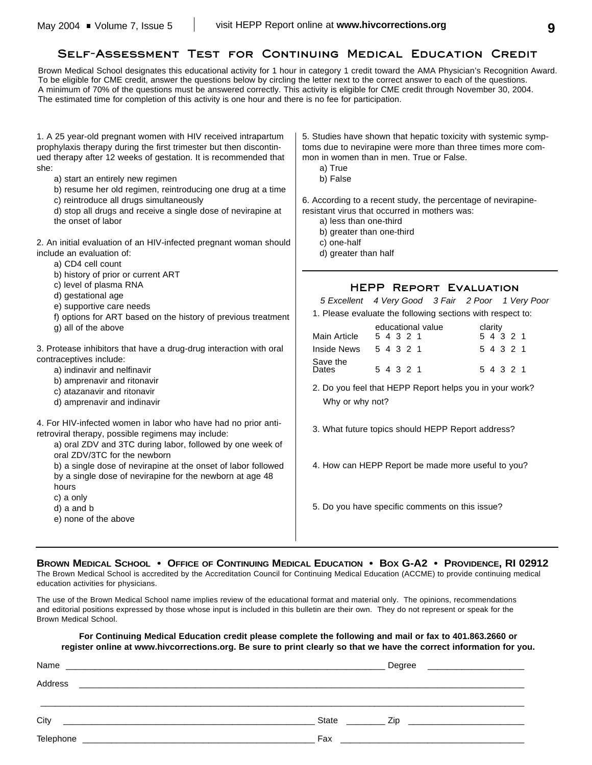## Self-Assessment Test for Continuing Medical Education Credit

Brown Medical School designates this educational activity for 1 hour in category 1 credit toward the AMA Physician's Recognition Award. To be eligible for CME credit, answer the questions below by circling the letter next to the correct answer to each of the questions. A minimum of 70% of the questions must be answered correctly. This activity is eligible for CME credit through November 30, 2004. The estimated time for completion of this activity is one hour and there is no fee for participation.

1. A 25 year-old pregnant women with HIV received intrapartum prophylaxis therapy during the first trimester but then discontinued therapy after 12 weeks of gestation. It is recommended that she:
   a) start an entirely new regimen
   b) resume her old regimen, reintroducing one drug at a time
   c) reintroduce all drugs simultaneously
   d) stop all drugs and receive a single dose of nevirapine at the onset of labor

2. An initial evaluation of an HIV-infected pregnant woman should include an evaluation of:
   a) CD4 cell count
   b) history of prior or current ART
   c) level of plasma RNA
   d) gestational age
   e) supportive care needs
   f) options for ART based on the history of previous treatment
   g) all of the above

3. Protease inhibitors that have a drug-drug interaction with oral contraceptives include:
   a) indinavir and nelfinavir
   b) amprenavir and ritonavir
   c) atazanavir and ritonavir
   d) amprenavir and indinavir

4. For HIV-infected women in labor who have had no prior antiretroviral therapy, possible regimens may include:
   a) oral ZDV and 3TC during labor, followed by one week of oral ZDV/3TC for the newborn
   b) a single dose of nevirapine at the onset of labor followed by a single dose of nevirapine for the newborn at age 48 hours
   c) a only
   d) a and b
   e) none of the above

5. Studies have shown that hepatic toxicity with systemic symptoms due to nevirapine were more than three times more common in women than in men. True or False.
   a) True
   b) False

6. According to a recent study, the percentage of nevirapine-resistant virus that occurred in mothers was:
   a) less than one-third
   b) greater than one-third
   c) one-half
   d) greater than half

### HEPP Report Evaluation

*5 Excellent 4 Very Good 3 Fair 2 Poor 1 Very Poor*

1. Please evaluate the following sections with respect to:

| | educational value | clarity |
|---|---|---|
| Main Article | 5 4 3 2 1 | 5 4 3 2 1 |
| Inside News | 5 4 3 2 1 | 5 4 3 2 1 |
| Save the Dates | 5 4 3 2 1 | 5 4 3 2 1 |

2. Do you feel that HEPP Report helps you in your work? Why or why not?

3. What future topics should HEPP Report address?

4. How can HEPP Report be made more useful to you?

5. Do you have specific comments on this issue?

**Brown Medical School • Office of Continuing Medical Education • Box G-A2 • Providence, RI 02912**

The Brown Medical School is accredited by the Accreditation Council for Continuing Medical Education (ACCME) to provide continuing medical education activities for physicians.

The use of the Brown Medical School name implies review of the educational format and material only. The opinions, recommendations and editorial positions expressed by those whose input is included in this bulletin are their own. They do not represent or speak for the Brown Medical School.

**For Continuing Medical Education credit please complete the following and mail or fax to 401.863.2660 or register online at www.hivcorrections.org. Be sure to print clearly so that we have the correct information for you.**

Name ______________________________ Degree ____________

Address ______________________________

______________________________

City ______________________ State ________ Zip ____________

Telephone ______________________ Fax ______________________